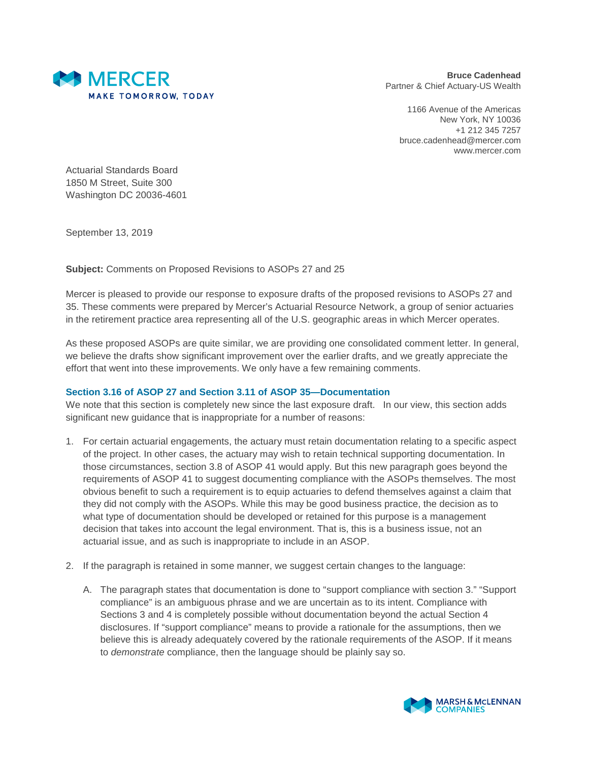MERCER
MAKE TOMORROW, TODAY

**Bruce Cadenhead**
Partner & Chief Actuary-US Wealth

1166 Avenue of the Americas
New York, NY 10036
+1 212 345 7257
bruce.cadenhead@mercer.com
www.mercer.com

Actuarial Standards Board
1850 M Street, Suite 300
Washington DC 20036-4601

September 13, 2019

**Subject:** Comments on Proposed Revisions to ASOPs 27 and 25

Mercer is pleased to provide our response to exposure drafts of the proposed revisions to ASOPs 27 and 35. These comments were prepared by Mercer's Actuarial Resource Network, a group of senior actuaries in the retirement practice area representing all of the U.S. geographic areas in which Mercer operates.

As these proposed ASOPs are quite similar, we are providing one consolidated comment letter. In general, we believe the drafts show significant improvement over the earlier drafts, and we greatly appreciate the effort that went into these improvements. We only have a few remaining comments.

### Section 3.16 of ASOP 27 and Section 3.11 of ASOP 35—Documentation

We note that this section is completely new since the last exposure draft. In our view, this section adds significant new guidance that is inappropriate for a number of reasons:

1. For certain actuarial engagements, the actuary must retain documentation relating to a specific aspect of the project. In other cases, the actuary may wish to retain technical supporting documentation. In those circumstances, section 3.8 of ASOP 41 would apply. But this new paragraph goes beyond the requirements of ASOP 41 to suggest documenting compliance with the ASOPs themselves. The most obvious benefit to such a requirement is to equip actuaries to defend themselves against a claim that they did not comply with the ASOPs. While this may be good business practice, the decision as to what type of documentation should be developed or retained for this purpose is a management decision that takes into account the legal environment. That is, this is a business issue, not an actuarial issue, and as such is inappropriate to include in an ASOP.

2. If the paragraph is retained in some manner, we suggest certain changes to the language:

   A. The paragraph states that documentation is done to "support compliance with section 3." "Support compliance" is an ambiguous phrase and we are uncertain as to its intent. Compliance with Sections 3 and 4 is completely possible without documentation beyond the actual Section 4 disclosures. If "support compliance" means to provide a rationale for the assumptions, then we believe this is already adequately covered by the rationale requirements of the ASOP. If it means to *demonstrate* compliance, then the language should be plainly say so.

MARSH & McLENNAN COMPANIES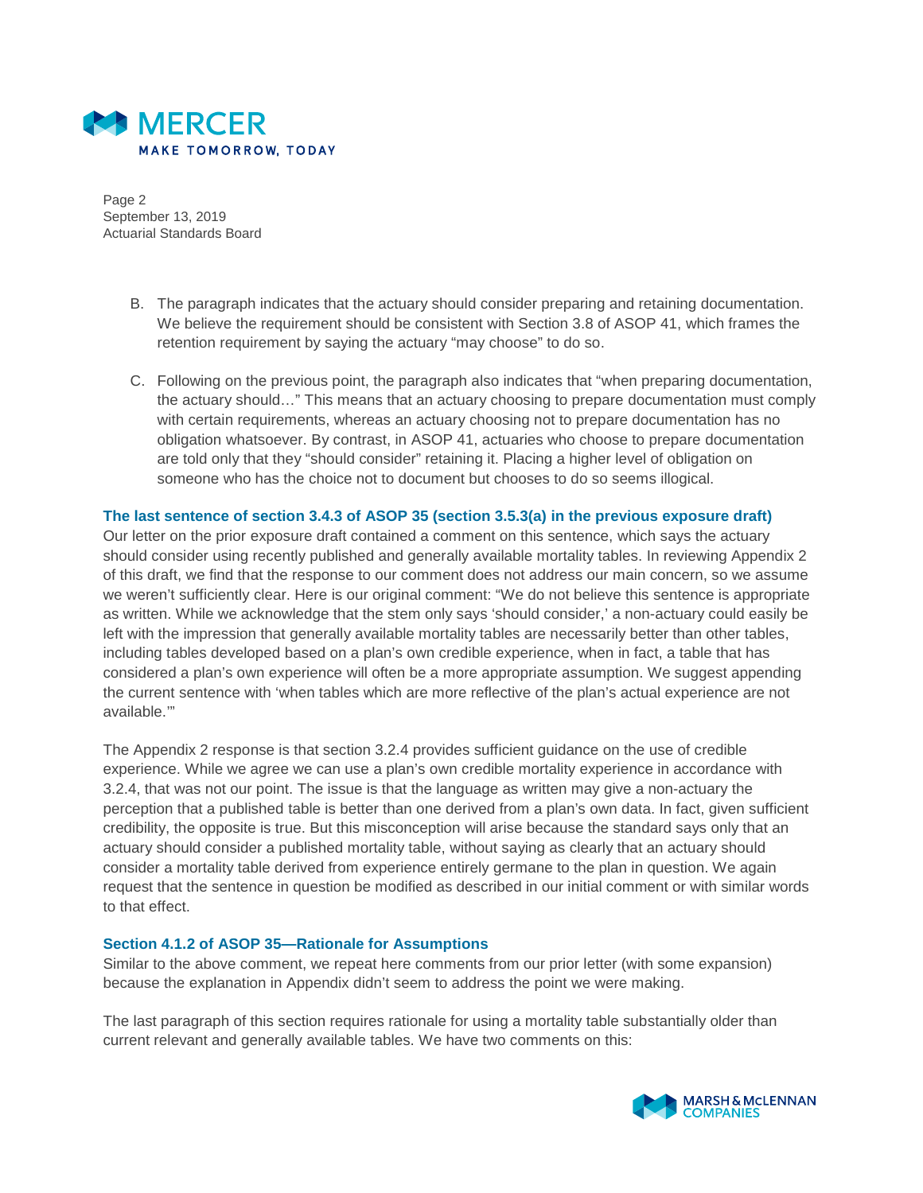B. The paragraph indicates that the actuary should consider preparing and retaining documentation. We believe the requirement should be consistent with Section 3.8 of ASOP 41, which frames the retention requirement by saying the actuary "may choose" to do so.

C. Following on the previous point, the paragraph also indicates that "when preparing documentation, the actuary should…" This means that an actuary choosing to prepare documentation must comply with certain requirements, whereas an actuary choosing not to prepare documentation has no obligation whatsoever. By contrast, in ASOP 41, actuaries who choose to prepare documentation are told only that they "should consider" retaining it. Placing a higher level of obligation on someone who has the choice not to document but chooses to do so seems illogical.

### The last sentence of section 3.4.3 of ASOP 35 (section 3.5.3(a) in the previous exposure draft)

Our letter on the prior exposure draft contained a comment on this sentence, which says the actuary should consider using recently published and generally available mortality tables. In reviewing Appendix 2 of this draft, we find that the response to our comment does not address our main concern, so we assume we weren't sufficiently clear. Here is our original comment: "We do not believe this sentence is appropriate as written. While we acknowledge that the stem only says 'should consider,' a non-actuary could easily be left with the impression that generally available mortality tables are necessarily better than other tables, including tables developed based on a plan's own credible experience, when in fact, a table that has considered a plan's own experience will often be a more appropriate assumption. We suggest appending the current sentence with 'when tables which are more reflective of the plan's actual experience are not available.'"

The Appendix 2 response is that section 3.2.4 provides sufficient guidance on the use of credible experience. While we agree we can use a plan's own credible mortality experience in accordance with 3.2.4, that was not our point. The issue is that the language as written may give a non-actuary the perception that a published table is better than one derived from a plan's own data. In fact, given sufficient credibility, the opposite is true. But this misconception will arise because the standard says only that an actuary should consider a published mortality table, without saying as clearly that an actuary should consider a mortality table derived from experience entirely germane to the plan in question. We again request that the sentence in question be modified as described in our initial comment or with similar words to that effect.

### Section 4.1.2 of ASOP 35—Rationale for Assumptions

Similar to the above comment, we repeat here comments from our prior letter (with some expansion) because the explanation in Appendix didn't seem to address the point we were making.

The last paragraph of this section requires rationale for using a mortality table substantially older than current relevant and generally available tables. We have two comments on this: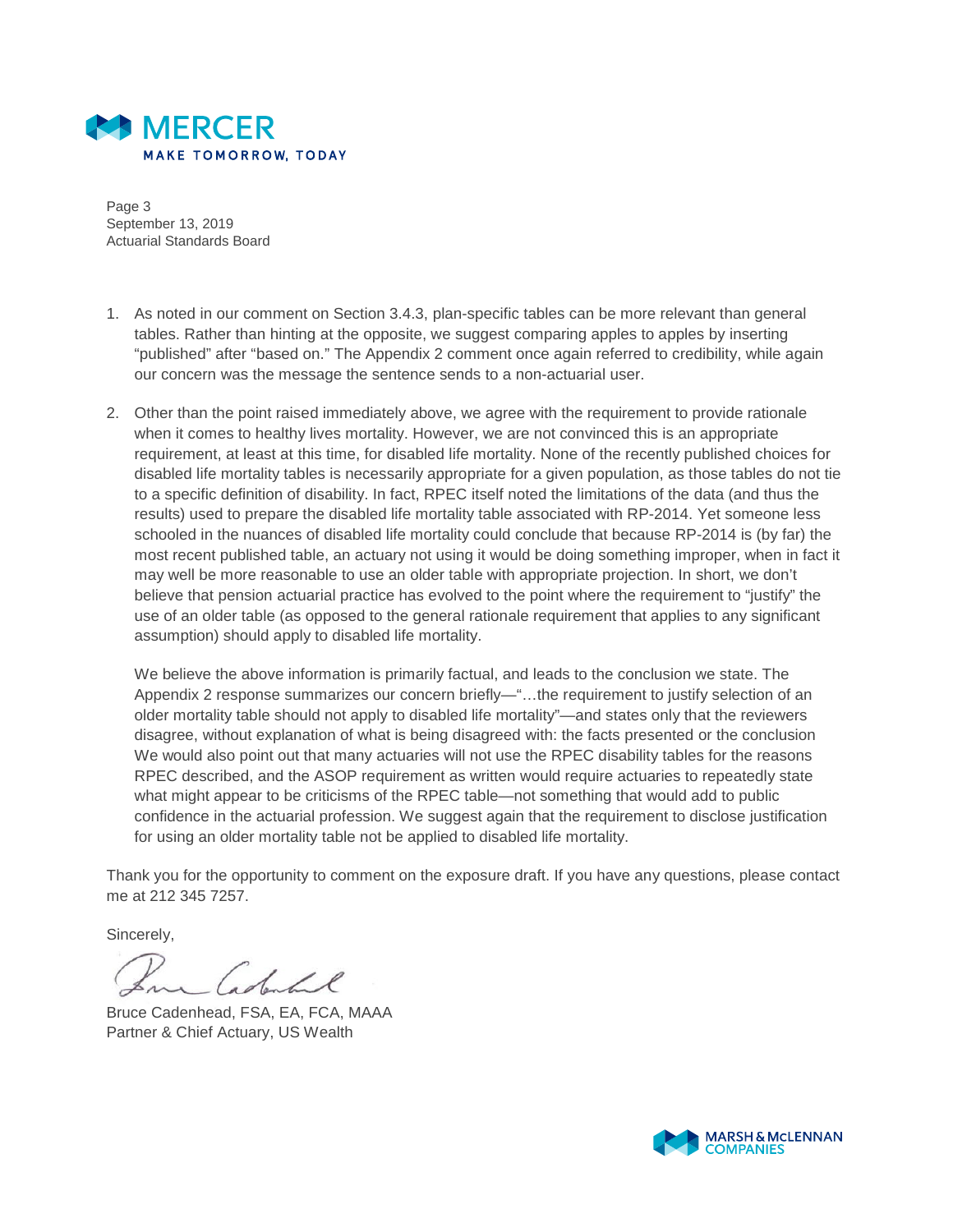1. As noted in our comment on Section 3.4.3, plan-specific tables can be more relevant than general tables. Rather than hinting at the opposite, we suggest comparing apples to apples by inserting "published" after "based on." The Appendix 2 comment once again referred to credibility, while again our concern was the message the sentence sends to a non-actuarial user.

2. Other than the point raised immediately above, we agree with the requirement to provide rationale when it comes to healthy lives mortality. However, we are not convinced this is an appropriate requirement, at least at this time, for disabled life mortality. None of the recently published choices for disabled life mortality tables is necessarily appropriate for a given population, as those tables do not tie to a specific definition of disability. In fact, RPEC itself noted the limitations of the data (and thus the results) used to prepare the disabled life mortality table associated with RP-2014. Yet someone less schooled in the nuances of disabled life mortality could conclude that because RP-2014 is (by far) the most recent published table, an actuary not using it would be doing something improper, when in fact it may well be more reasonable to use an older table with appropriate projection. In short, we don't believe that pension actuarial practice has evolved to the point where the requirement to "justify" the use of an older table (as opposed to the general rationale requirement that applies to any significant assumption) should apply to disabled life mortality.

   We believe the above information is primarily factual, and leads to the conclusion we state. The Appendix 2 response summarizes our concern briefly—"…the requirement to justify selection of an older mortality table should not apply to disabled life mortality"—and states only that the reviewers disagree, without explanation of what is being disagreed with: the facts presented or the conclusion We would also point out that many actuaries will not use the RPEC disability tables for the reasons RPEC described, and the ASOP requirement as written would require actuaries to repeatedly state what might appear to be criticisms of the RPEC table—not something that would add to public confidence in the actuarial profession. We suggest again that the requirement to disclose justification for using an older mortality table not be applied to disabled life mortality.

Thank you for the opportunity to comment on the exposure draft. If you have any questions, please contact me at 212 345 7257.

Sincerely,

Bruce Cadenhead, FSA, EA, FCA, MAAA
Partner & Chief Actuary, US Wealth